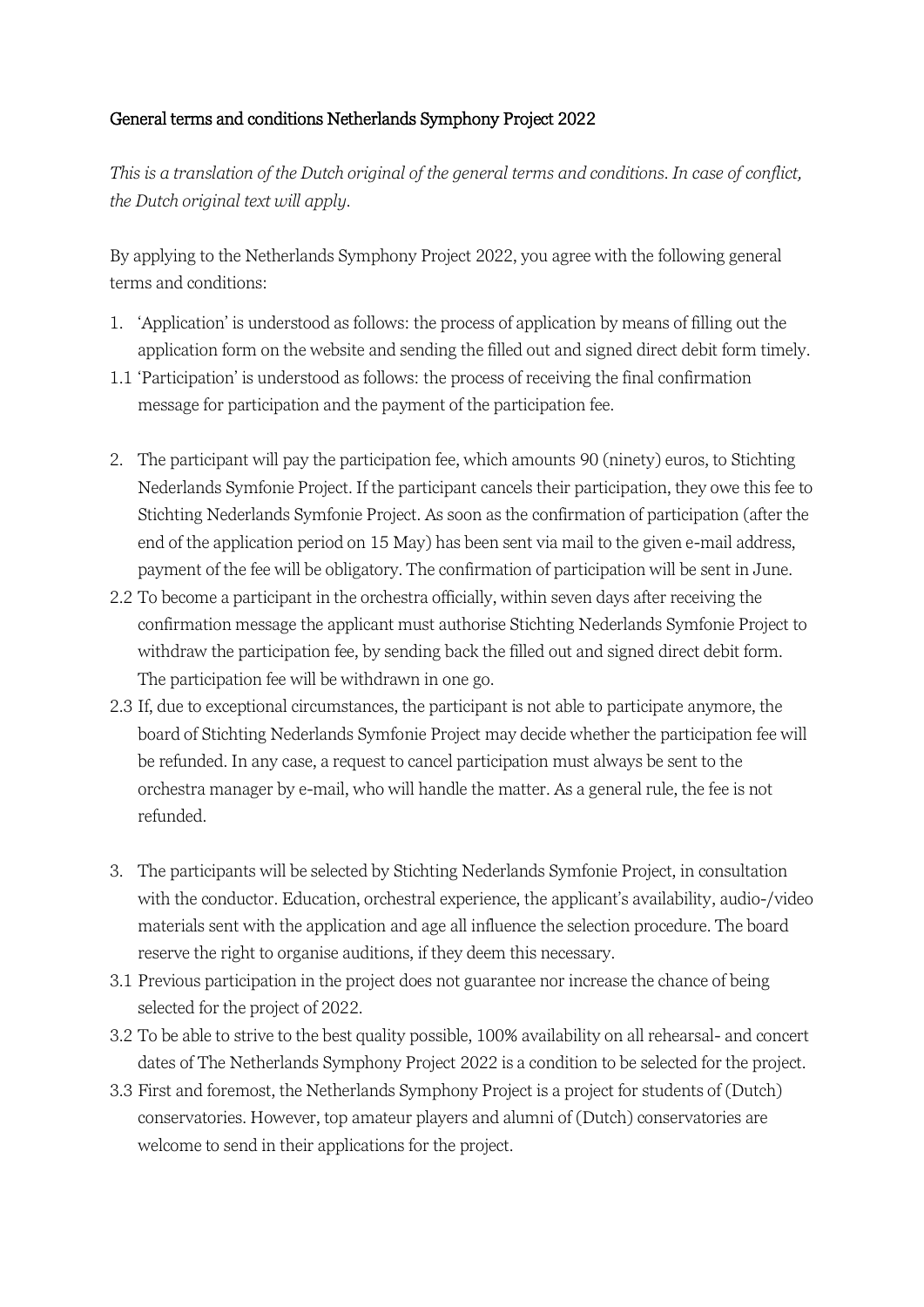# General terms and conditions Netherlands Symphony Project 2022

*This is a translation of the Dutch original of the general terms and conditions. In case of conflict, the Dutch original text will apply.*

By applying to the Netherlands Symphony Project 2022, you agree with the following general terms and conditions:

1. 'Application' is understood as follows: the process of application by means of filling out the application form on the website and sending the filled out and signed direct debit form timely.

1.1 'Participation' is understood as follows: the process of receiving the final confirmation message for participation and the payment of the participation fee.

2. The participant will pay the participation fee, which amounts 90 (ninety) euros, to Stichting Nederlands Symfonie Project. If the participant cancels their participation, they owe this fee to Stichting Nederlands Symfonie Project. As soon as the confirmation of participation (after the end of the application period on 15 May) has been sent via mail to the given e-mail address, payment of the fee will be obligatory. The confirmation of participation will be sent in June.

2.2 To become a participant in the orchestra officially, within seven days after receiving the confirmation message the applicant must authorise Stichting Nederlands Symfonie Project to withdraw the participation fee, by sending back the filled out and signed direct debit form. The participation fee will be withdrawn in one go.

2.3 If, due to exceptional circumstances, the participant is not able to participate anymore, the board of Stichting Nederlands Symfonie Project may decide whether the participation fee will be refunded. In any case, a request to cancel participation must always be sent to the orchestra manager by e-mail, who will handle the matter. As a general rule, the fee is not refunded.

3. The participants will be selected by Stichting Nederlands Symfonie Project, in consultation with the conductor. Education, orchestral experience, the applicant's availability, audio-/video materials sent with the application and age all influence the selection procedure. The board reserve the right to organise auditions, if they deem this necessary.

3.1 Previous participation in the project does not guarantee nor increase the chance of being selected for the project of 2022.

3.2 To be able to strive to the best quality possible, 100% availability on all rehearsal- and concert dates of The Netherlands Symphony Project 2022 is a condition to be selected for the project.

3.3 First and foremost, the Netherlands Symphony Project is a project for students of (Dutch) conservatories. However, top amateur players and alumni of (Dutch) conservatories are welcome to send in their applications for the project.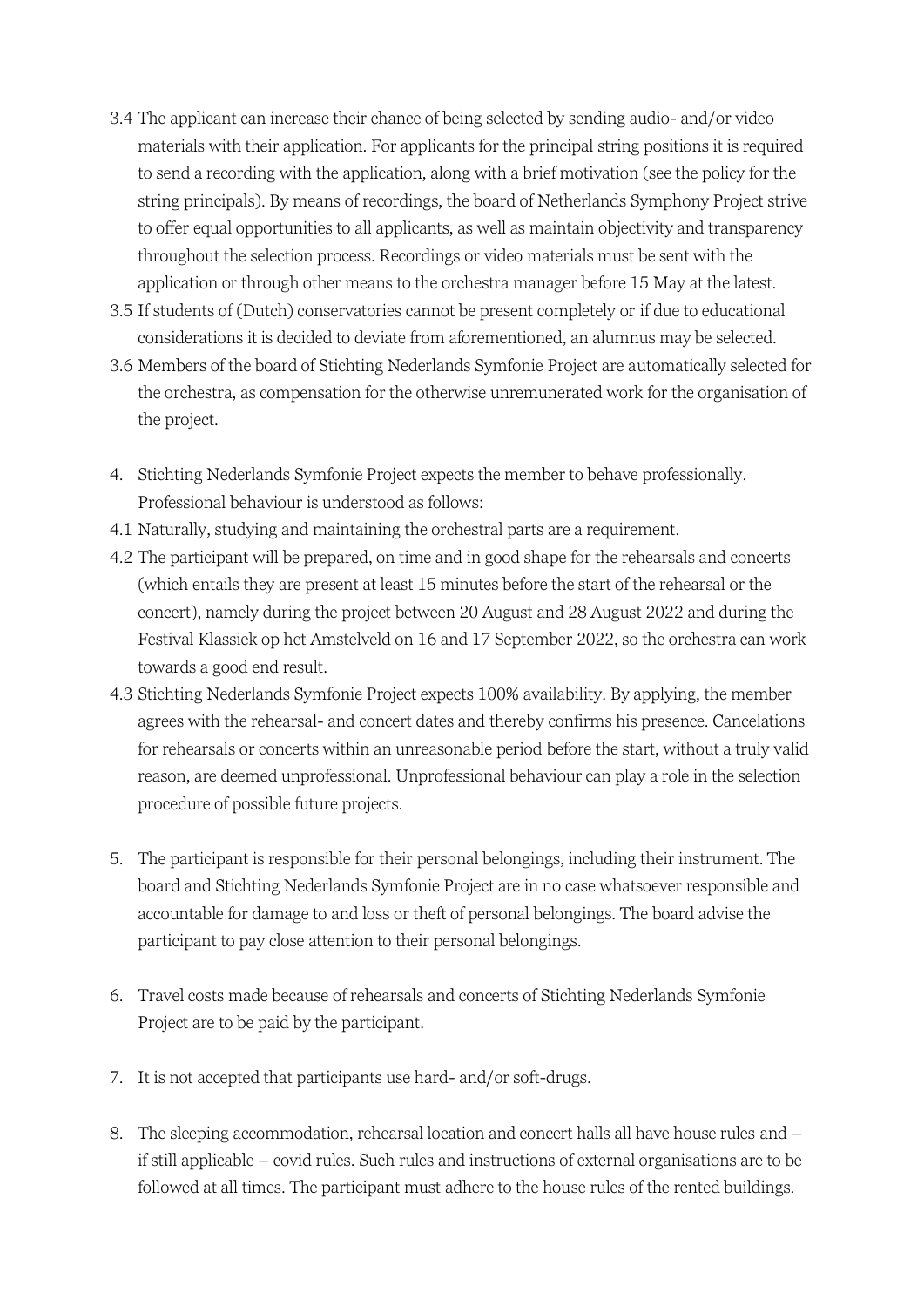3.4 The applicant can increase their chance of being selected by sending audio- and/or video materials with their application. For applicants for the principal string positions it is required to send a recording with the application, along with a brief motivation (see the policy for the string principals). By means of recordings, the board of Netherlands Symphony Project strive to offer equal opportunities to all applicants, as well as maintain objectivity and transparency throughout the selection process. Recordings or video materials must be sent with the application or through other means to the orchestra manager before 15 May at the latest.

3.5 If students of (Dutch) conservatories cannot be present completely or if due to educational considerations it is decided to deviate from aforementioned, an alumnus may be selected.

3.6 Members of the board of Stichting Nederlands Symfonie Project are automatically selected for the orchestra, as compensation for the otherwise unremunerated work for the organisation of the project.

4. Stichting Nederlands Symfonie Project expects the member to behave professionally. Professional behaviour is understood as follows:

4.1 Naturally, studying and maintaining the orchestral parts are a requirement.

4.2 The participant will be prepared, on time and in good shape for the rehearsals and concerts (which entails they are present at least 15 minutes before the start of the rehearsal or the concert), namely during the project between 20 August and 28 August 2022 and during the Festival Klassiek op het Amstelveld on 16 and 17 September 2022, so the orchestra can work towards a good end result.

4.3 Stichting Nederlands Symfonie Project expects 100% availability. By applying, the member agrees with the rehearsal- and concert dates and thereby confirms his presence. Cancelations for rehearsals or concerts within an unreasonable period before the start, without a truly valid reason, are deemed unprofessional. Unprofessional behaviour can play a role in the selection procedure of possible future projects.

5. The participant is responsible for their personal belongings, including their instrument. The board and Stichting Nederlands Symfonie Project are in no case whatsoever responsible and accountable for damage to and loss or theft of personal belongings. The board advise the participant to pay close attention to their personal belongings.

6. Travel costs made because of rehearsals and concerts of Stichting Nederlands Symfonie Project are to be paid by the participant.

7. It is not accepted that participants use hard- and/or soft-drugs.

8. The sleeping accommodation, rehearsal location and concert halls all have house rules and – if still applicable – covid rules. Such rules and instructions of external organisations are to be followed at all times. The participant must adhere to the house rules of the rented buildings.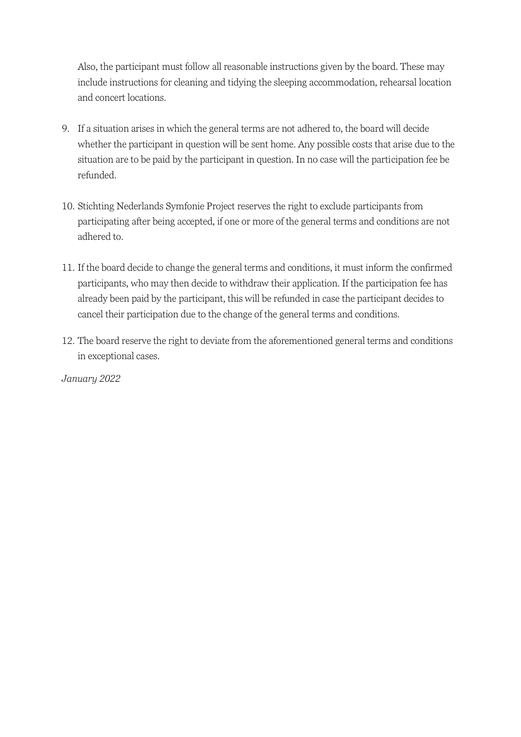Also, the participant must follow all reasonable instructions given by the board. These may include instructions for cleaning and tidying the sleeping accommodation, rehearsal location and concert locations.

9. If a situation arises in which the general terms are not adhered to, the board will decide whether the participant in question will be sent home. Any possible costs that arise due to the situation are to be paid by the participant in question. In no case will the participation fee be refunded.

10. Stichting Nederlands Symfonie Project reserves the right to exclude participants from participating after being accepted, if one or more of the general terms and conditions are not adhered to.

11. If the board decide to change the general terms and conditions, it must inform the confirmed participants, who may then decide to withdraw their application. If the participation fee has already been paid by the participant, this will be refunded in case the participant decides to cancel their participation due to the change of the general terms and conditions.

12. The board reserve the right to deviate from the aforementioned general terms and conditions in exceptional cases.

*January 2022*